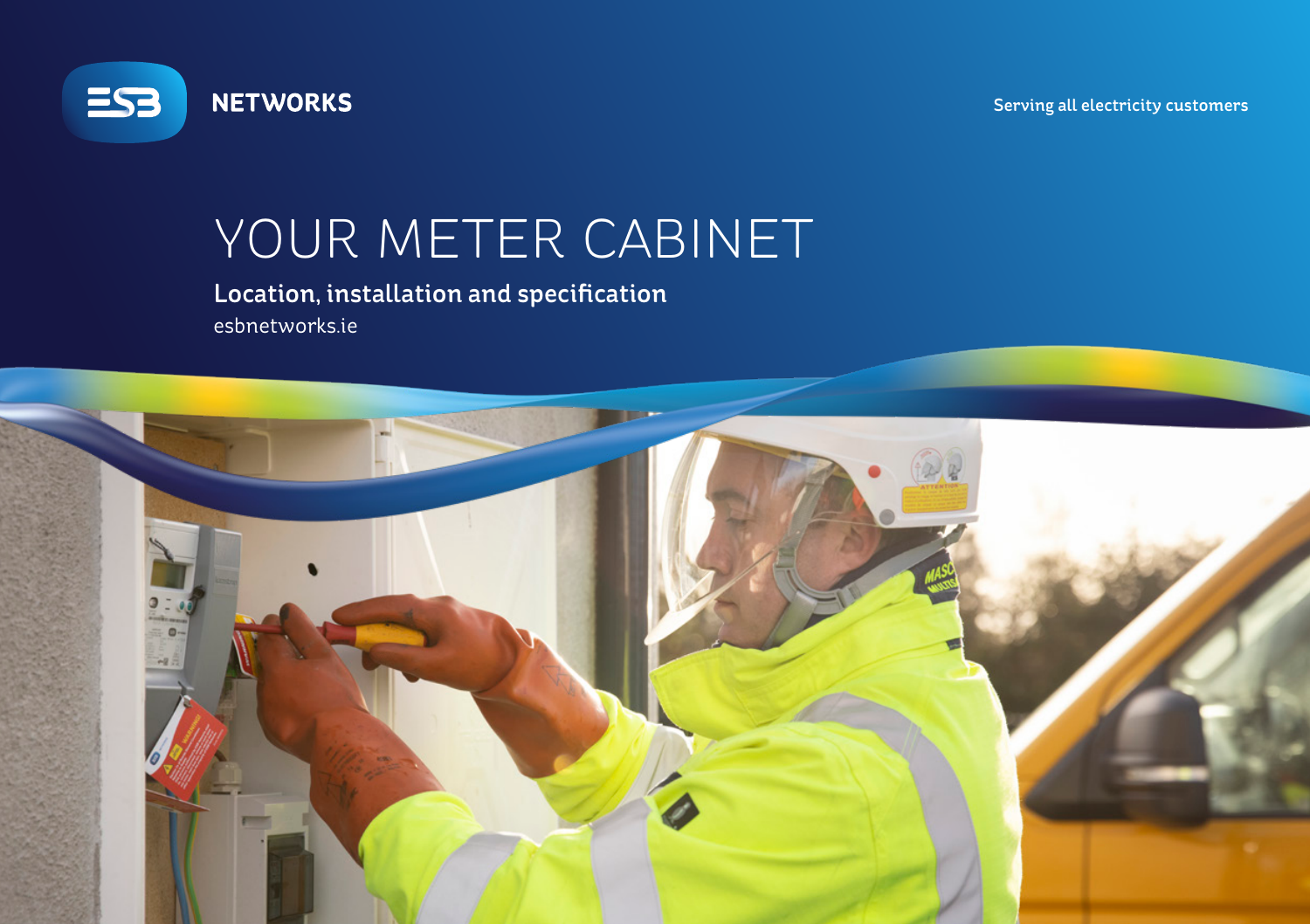ESB NETWORKS

Serving all electricity customers

# YOUR METER CABINET

**Location, installation and specification**

esbnetworks.ie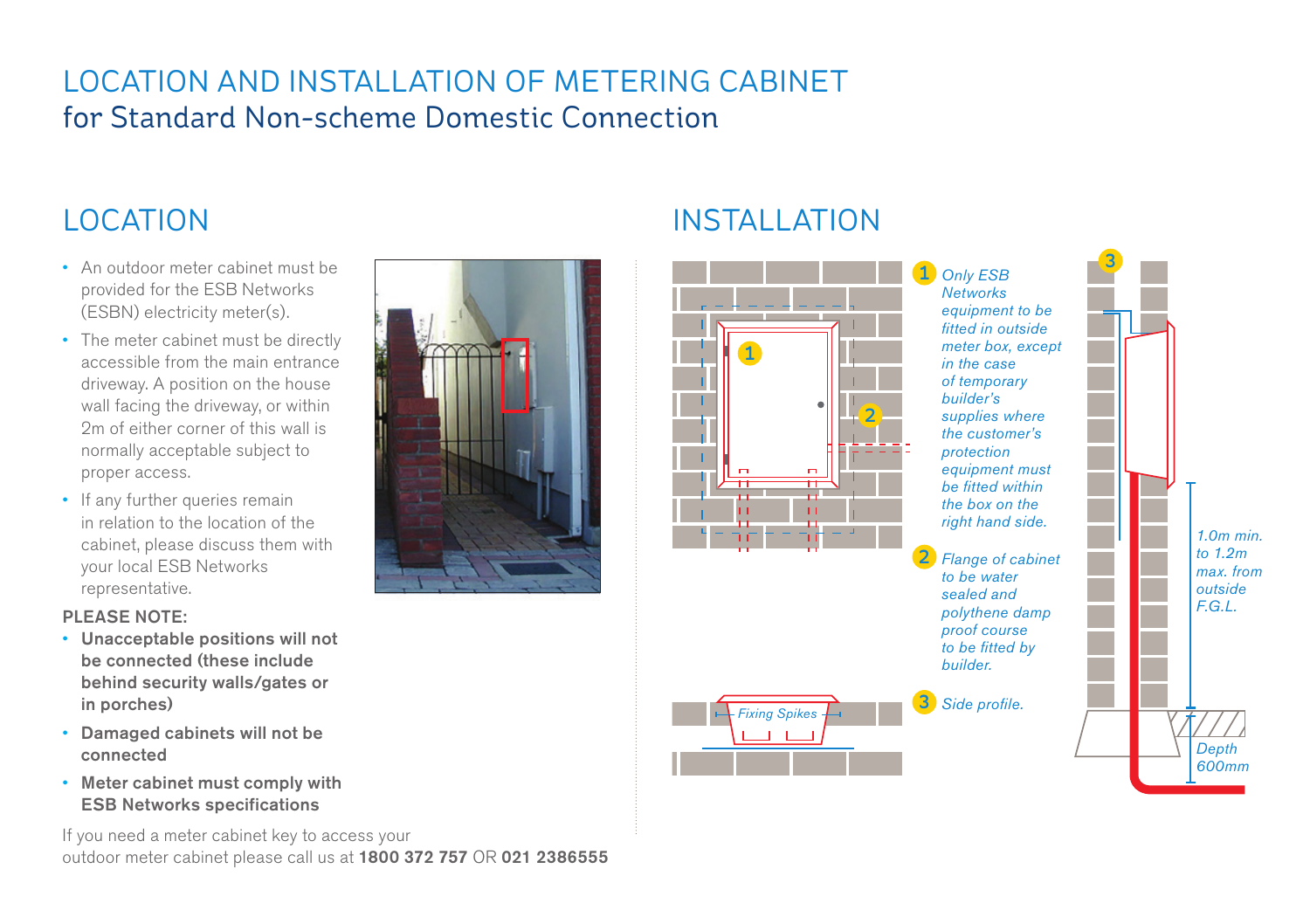# LOCATION AND INSTALLATION OF METERING CABINET
for Standard Non-scheme Domestic Connection

## LOCATION

- An outdoor meter cabinet must be provided for the ESB Networks (ESBN) electricity meter(s).
- The meter cabinet must be directly accessible from the main entrance driveway. A position on the house wall facing the driveway, or within 2m of either corner of this wall is normally acceptable subject to proper access.
- If any further queries remain in relation to the location of the cabinet, please discuss them with your local ESB Networks representative.

**PLEASE NOTE:**

- **Unacceptable positions will not be connected (these include behind security walls/gates or in porches)**
- **Damaged cabinets will not be connected**
- **Meter cabinet must comply with ESB Networks specifications**

If you need a meter cabinet key to access your outdoor meter cabinet please call us at **1800 372 757** OR **021 2386555**

## INSTALLATION

1 *Only ESB Networks equipment to be fitted in outside meter box, except in the case of temporary builder's supplies where the customer's protection equipment must be fitted within the box on the right hand side.*

2 *Flange of cabinet to be water sealed and polythene damp proof course to be fitted by builder.*

3 *Side profile.*

*Fixing Spikes*

*1.0m min. to 1.2m max. from outside F.G.L.*

*Depth 600mm*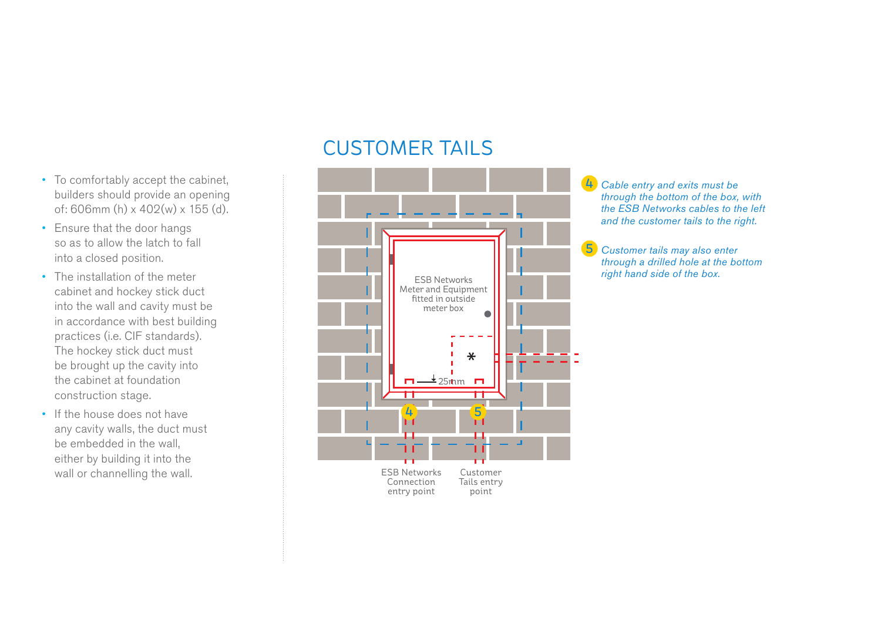- To comfortably accept the cabinet, builders should provide an opening of: 606mm (h) x 402(w) x 155 (d).
- Ensure that the door hangs so as to allow the latch to fall into a closed position.
- The installation of the meter cabinet and hockey stick duct into the wall and cavity must be in accordance with best building practices (i.e. CIF standards). The hockey stick duct must be brought up the cavity into the cabinet at foundation construction stage.
- If the house does not have any cavity walls, the duct must be embedded in the wall, either by building it into the wall or channelling the wall.

## CUSTOMER TAILS

ESB Networks Meter and Equipment fitted in outside meter box

*

25mm

4

5

ESB Networks Connection entry point

Customer Tails entry point

4 *Cable entry and exits must be through the bottom of the box, with the ESB Networks cables to the left and the customer tails to the right.*

5 *Customer tails may also enter through a drilled hole at the bottom right hand side of the box.*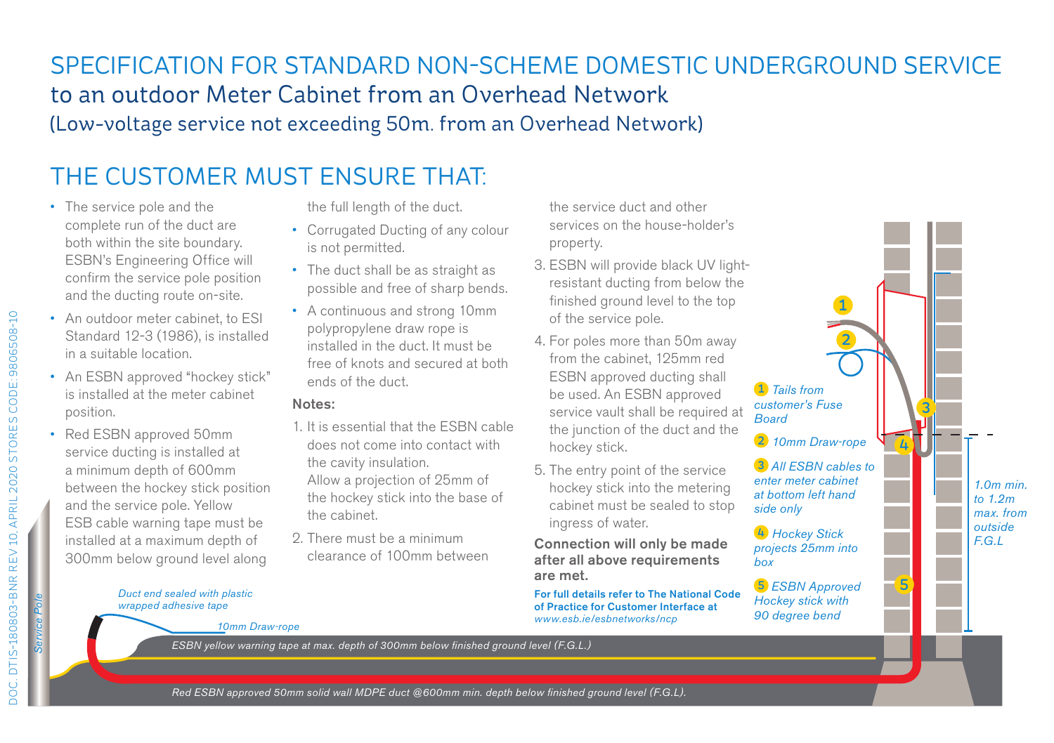# SPECIFICATION FOR STANDARD NON-SCHEME DOMESTIC UNDERGROUND SERVICE

## to an outdoor Meter Cabinet from an Overhead Network

(Low-voltage service not exceeding 50m. from an Overhead Network)

## THE CUSTOMER MUST ENSURE THAT:

- The service pole and the complete run of the duct are both within the site boundary. ESBN's Engineering Office will confirm the service pole position and the ducting route on-site.
- An outdoor meter cabinet, to ESI Standard 12-3 (1986), is installed in a suitable location.
- An ESBN approved "hockey stick" is installed at the meter cabinet position.
- Red ESBN approved 50mm service ducting is installed at a minimum depth of 600mm between the hockey stick position and the service pole. Yellow ESB cable warning tape must be installed at a maximum depth of 300mm below ground level along the full length of the duct.
- Corrugated Ducting of any colour is not permitted.
- The duct shall be as straight as possible and free of sharp bends.
- A continuous and strong 10mm polypropylene draw rope is installed in the duct. It must be free of knots and secured at both ends of the duct.

**Notes:**

1. It is essential that the ESBN cable does not come into contact with the cavity insulation. Allow a projection of 25mm of the hockey stick into the base of the cabinet.
2. There must be a minimum clearance of 100mm between the service duct and other services on the house-holder's property.
3. ESBN will provide black UV light-resistant ducting from below the finished ground level to the top of the service pole.
4. For poles more than 50m away from the cabinet, 125mm red ESBN approved ducting shall be used. An ESBN approved service vault shall be required at the junction of the duct and the hockey stick.
5. The entry point of the service hockey stick into the metering cabinet must be sealed to stop ingress of water.

**Connection will only be made after all above requirements are met.**

**For full details refer to The National Code of Practice for Customer Interface at** *www.esb.ie/esbnetworks/ncp*

1 *Tails from customer's Fuse Board*

2 *10mm Draw-rope*

3 *All ESBN cables to enter meter cabinet at bottom left hand side only*

4 *Hockey Stick projects 25mm into box*

5 *ESBN Approved Hockey stick with 90 degree bend*

*1.0m min. to 1.2m max. from outside F.G.L*

*Service Pole*

*Duct end sealed with plastic wrapped adhesive tape*

*10mm Draw-rope*

*ESBN yellow warning tape at max. depth of 300mm below finished ground level (F.G.L.)*

*Red ESBN approved 50mm solid wall MDPE duct @600mm min. depth below finished ground level (F.G.L).*

DOC. DTIS-180803-BNR REV 10, APRIL 2020 STORES CODE: 9806508-10